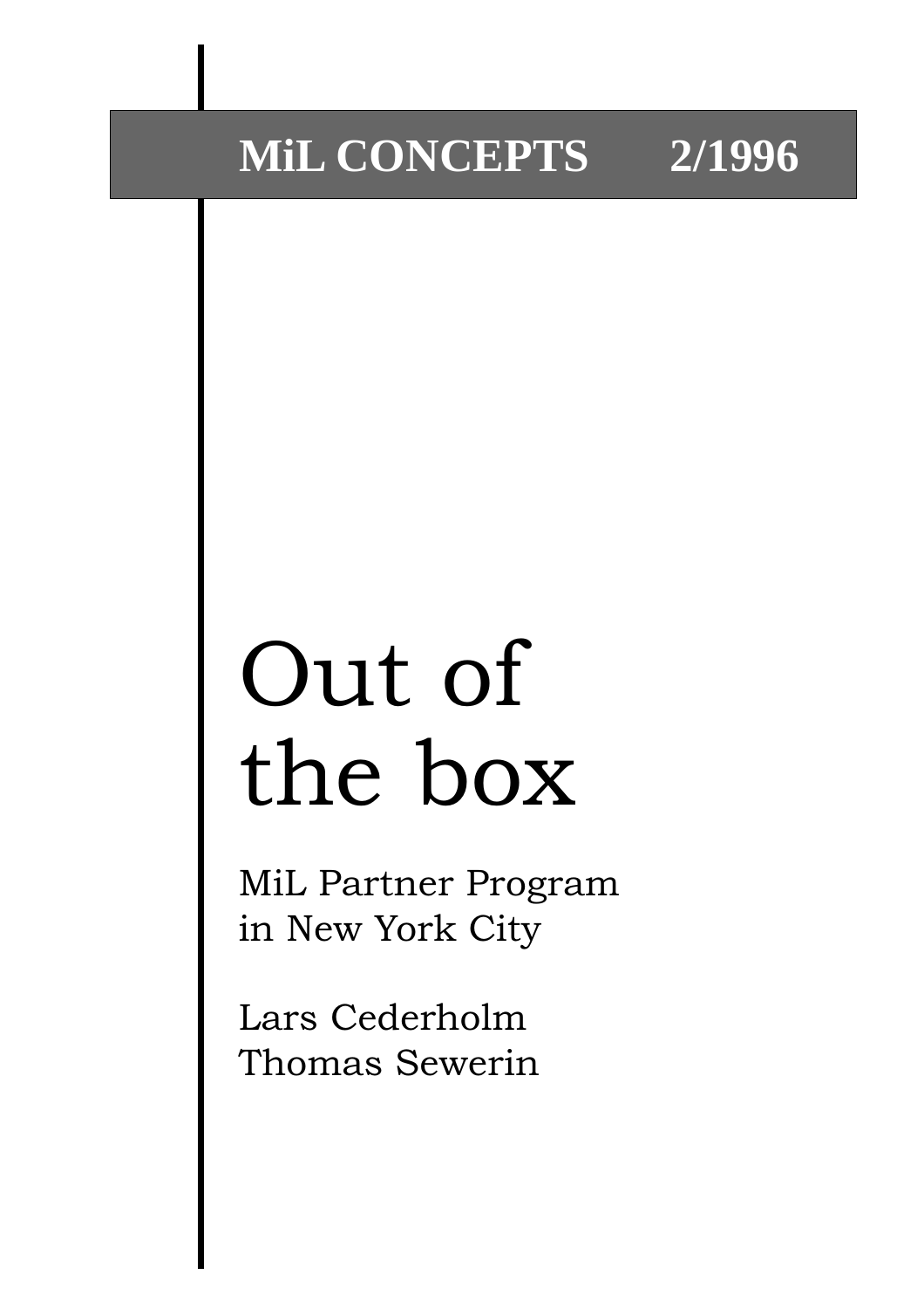**MiL CONCEPTS 2/1996**

# Out of the box

MiL Partner Program
in New York City

Lars Cederholm
Thomas Sewerin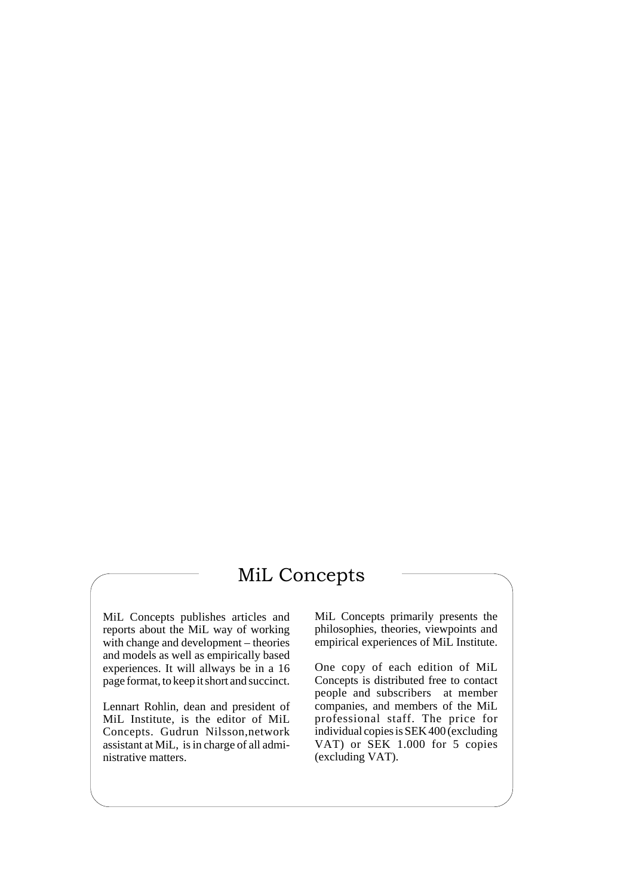## MiL Concepts

MiL Concepts publishes articles and reports about the MiL way of working with change and development – theories and models as well as empirically based experiences. It will allways be in a 16 page format, to keep it short and succinct.

Lennart Rohlin, dean and president of MiL Institute, is the editor of MiL Concepts. Gudrun Nilsson,network assistant at MiL, is in charge of all administrative matters.

MiL Concepts primarily presents the philosophies, theories, viewpoints and empirical experiences of MiL Institute.

One copy of each edition of MiL Concepts is distributed free to contact people and subscribers at member companies, and members of the MiL professional staff. The price for individual copies is SEK 400 (excluding VAT) or SEK 1.000 for 5 copies (excluding VAT).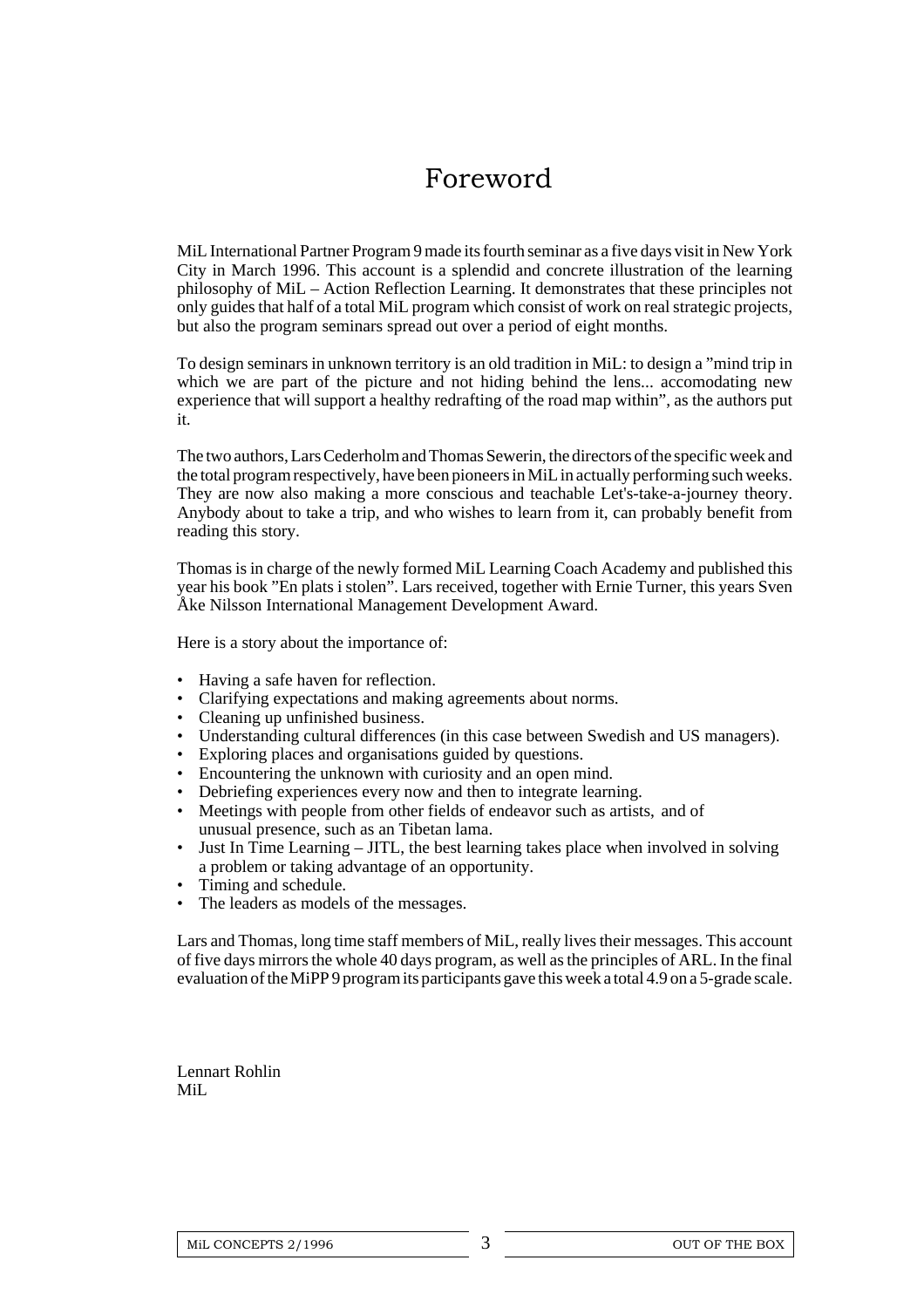# Foreword

MiL International Partner Program 9 made its fourth seminar as a five days visit in New York City in March 1996. This account is a splendid and concrete illustration of the learning philosophy of MiL – Action Reflection Learning. It demonstrates that these principles not only guides that half of a total MiL program which consist of work on real strategic projects, but also the program seminars spread out over a period of eight months.

To design seminars in unknown territory is an old tradition in MiL: to design a ”mind trip in which we are part of the picture and not hiding behind the lens... accomodating new experience that will support a healthy redrafting of the road map within”, as the authors put it.

The two authors, Lars Cederholm and Thomas Sewerin, the directors of the specific week and the total program respectively, have been pioneers in MiL in actually performing such weeks. They are now also making a more conscious and teachable Let's-take-a-journey theory. Anybody about to take a trip, and who wishes to learn from it, can probably benefit from reading this story.

Thomas is in charge of the newly formed MiL Learning Coach Academy and published this year his book ”En plats i stolen”. Lars received, together with Ernie Turner, this years Sven Åke Nilsson International Management Development Award.

Here is a story about the importance of:

- Having a safe haven for reflection.
- Clarifying expectations and making agreements about norms.
- Cleaning up unfinished business.
- Understanding cultural differences (in this case between Swedish and US managers).
- Exploring places and organisations guided by questions.
- Encountering the unknown with curiosity and an open mind.
- Debriefing experiences every now and then to integrate learning.
- Meetings with people from other fields of endeavor such as artists, and of unusual presence, such as an Tibetan lama.
- Just In Time Learning – JITL, the best learning takes place when involved in solving a problem or taking advantage of an opportunity.
- Timing and schedule.
- The leaders as models of the messages.

Lars and Thomas, long time staff members of MiL, really lives their messages. This account of five days mirrors the whole 40 days program, as well as the principles of ARL. In the final evaluation of the MiPP 9 program its participants gave this week a total 4.9 on a 5-grade scale.

Lennart Rohlin
MiL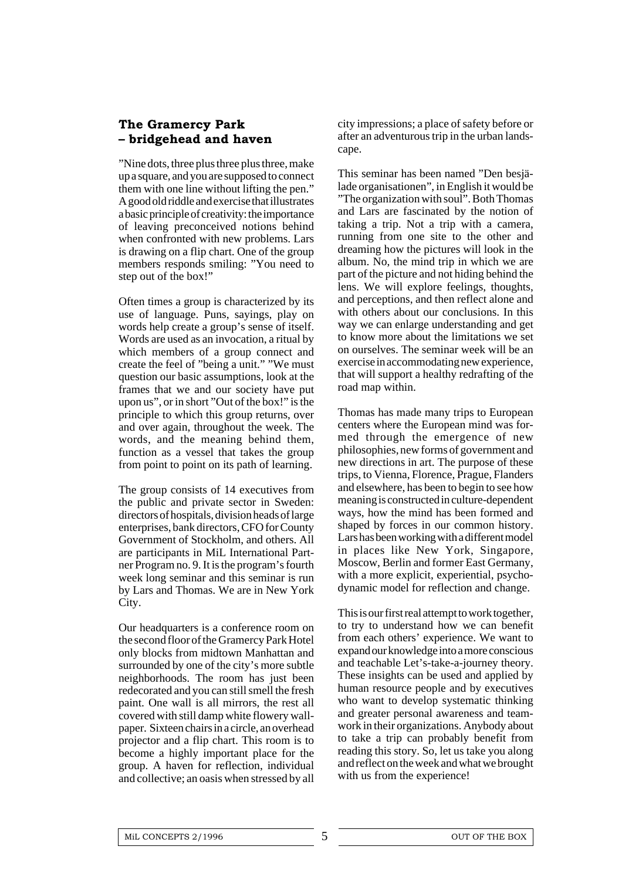## The Gramercy Park – bridgehead and haven

"Nine dots, three plus three plus three, make up a square, and you are supposed to connect them with one line without lifting the pen." A good old riddle and exercise that illustrates a basic principle of creativity: the importance of leaving preconceived notions behind when confronted with new problems. Lars is drawing on a flip chart. One of the group members responds smiling: "You need to step out of the box!"

Often times a group is characterized by its use of language. Puns, sayings, play on words help create a group's sense of itself. Words are used as an invocation, a ritual by which members of a group connect and create the feel of "being a unit." "We must question our basic assumptions, look at the frames that we and our society have put upon us", or in short "Out of the box!" is the principle to which this group returns, over and over again, throughout the week. The words, and the meaning behind them, function as a vessel that takes the group from point to point on its path of learning.

The group consists of 14 executives from the public and private sector in Sweden: directors of hospitals, division heads of large enterprises, bank directors, CFO for County Government of Stockholm, and others. All are participants in MiL International Partner Program no. 9. It is the program's fourth week long seminar and this seminar is run by Lars and Thomas. We are in New York City.

Our headquarters is a conference room on the second floor of the Gramercy Park Hotel only blocks from midtown Manhattan and surrounded by one of the city's more subtle neighborhoods. The room has just been redecorated and you can still smell the fresh paint. One wall is all mirrors, the rest all covered with still damp white flowery wallpaper. Sixteen chairs in a circle, an overhead projector and a flip chart. This room is to become a highly important place for the group. A haven for reflection, individual and collective; an oasis when stressed by all city impressions; a place of safety before or after an adventurous trip in the urban landscape.

This seminar has been named "Den besjälade organisationen", in English it would be "The organization with soul". Both Thomas and Lars are fascinated by the notion of taking a trip. Not a trip with a camera, running from one site to the other and dreaming how the pictures will look in the album. No, the mind trip in which we are part of the picture and not hiding behind the lens. We will explore feelings, thoughts, and perceptions, and then reflect alone and with others about our conclusions. In this way we can enlarge understanding and get to know more about the limitations we set on ourselves. The seminar week will be an exercise in accommodating new experience, that will support a healthy redrafting of the road map within.

Thomas has made many trips to European centers where the European mind was formed through the emergence of new philosophies, new forms of government and new directions in art. The purpose of these trips, to Vienna, Florence, Prague, Flanders and elsewhere, has been to begin to see how meaning is constructed in culture-dependent ways, how the mind has been formed and shaped by forces in our common history. Lars has been working with a different model in places like New York, Singapore, Moscow, Berlin and former East Germany, with a more explicit, experiential, psychodynamic model for reflection and change.

This is our first real attempt to work together, to try to understand how we can benefit from each others' experience. We want to expand our knowledge into a more conscious and teachable Let's-take-a-journey theory. These insights can be used and applied by human resource people and by executives who want to develop systematic thinking and greater personal awareness and teamwork in their organizations. Anybody about to take a trip can probably benefit from reading this story. So, let us take you along and reflect on the week and what we brought with us from the experience!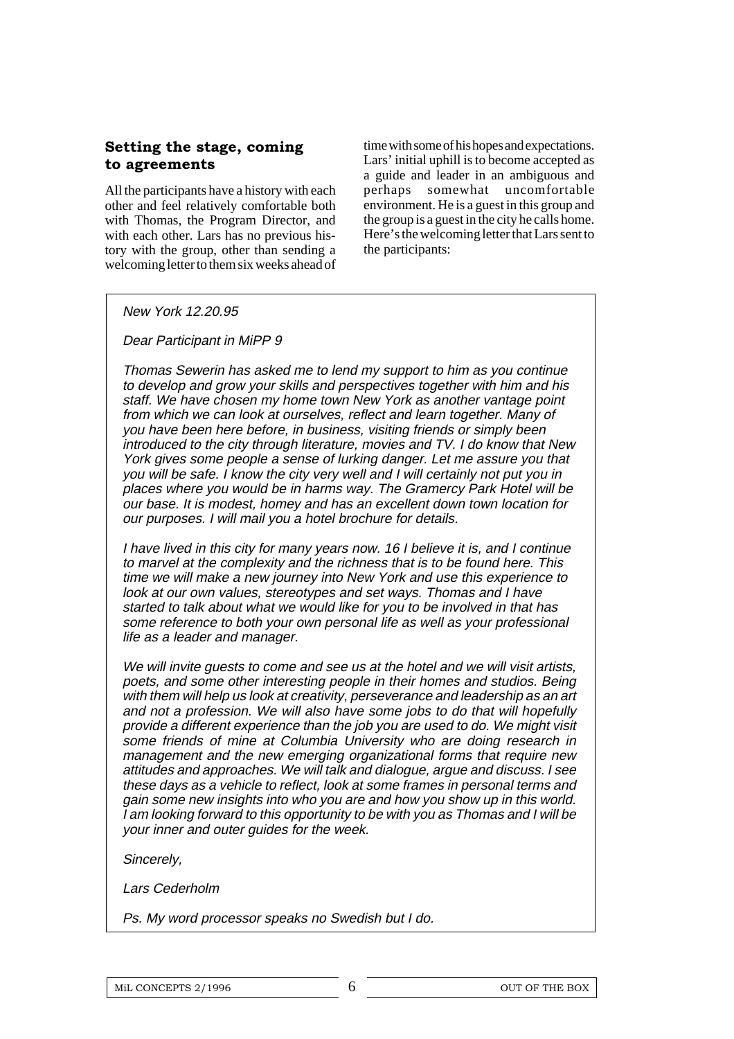### Setting the stage, coming to agreements

All the participants have a history with each other and feel relatively comfortable both with Thomas, the Program Director, and with each other. Lars has no previous history with the group, other than sending a welcoming letter to them six weeks ahead of time with some of his hopes and expectations. Lars' initial uphill is to become accepted as a guide and leader in an ambiguous and perhaps somewhat uncomfortable environment. He is a guest in this group and the group is a guest in the city he calls home. Here's the welcoming letter that Lars sent to the participants:

> *New York 12.20.95*
>
> *Dear Participant in MiPP 9*
>
> *Thomas Sewerin has asked me to lend my support to him as you continue to develop and grow your skills and perspectives together with him and his staff. We have chosen my home town New York as another vantage point from which we can look at ourselves, reflect and learn together. Many of you have been here before, in business, visiting friends or simply been introduced to the city through literature, movies and TV. I do know that New York gives some people a sense of lurking danger. Let me assure you that you will be safe. I know the city very well and I will certainly not put you in places where you would be in harms way. The Gramercy Park Hotel will be our base. It is modest, homey and has an excellent down town location for our purposes. I will mail you a hotel brochure for details.*
>
> *I have lived in this city for many years now. 16 I believe it is, and I continue to marvel at the complexity and the richness that is to be found here. This time we will make a new journey into New York and use this experience to look at our own values, stereotypes and set ways. Thomas and I have started to talk about what we would like for you to be involved in that has some reference to both your own personal life as well as your professional life as a leader and manager.*
>
> *We will invite guests to come and see us at the hotel and we will visit artists, poets, and some other interesting people in their homes and studios. Being with them will help us look at creativity, perseverance and leadership as an art and not a profession. We will also have some jobs to do that will hopefully provide a different experience than the job you are used to do. We might visit some friends of mine at Columbia University who are doing research in management and the new emerging organizational forms that require new attitudes and approaches. We will talk and dialogue, argue and discuss. I see these days as a vehicle to reflect, look at some frames in personal terms and gain some new insights into who you are and how you show up in this world. I am looking forward to this opportunity to be with you as Thomas and I will be your inner and outer guides for the week.*
>
> *Sincerely,*
>
> *Lars Cederholm*
>
> *Ps. My word processor speaks no Swedish but I do.*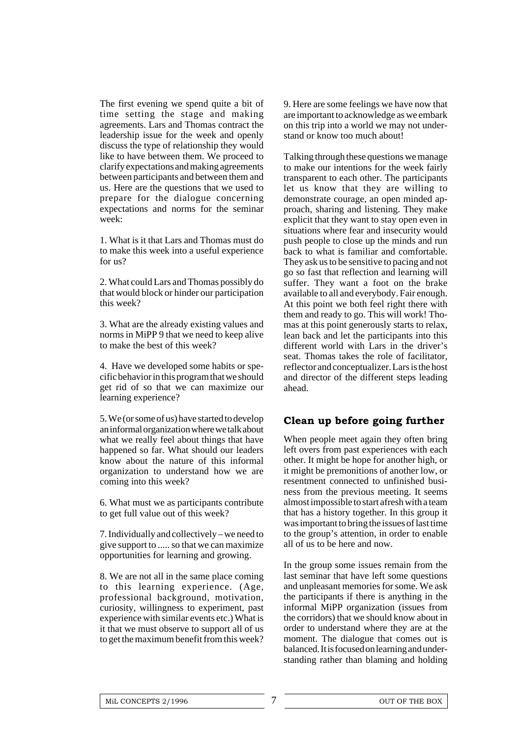The first evening we spend quite a bit of time setting the stage and making agreements. Lars and Thomas contract the leadership issue for the week and openly discuss the type of relationship they would like to have between them. We proceed to clarify expectations and making agreements between participants and between them and us. Here are the questions that we used to prepare for the dialogue concerning expectations and norms for the seminar week:

1. What is it that Lars and Thomas must do to make this week into a useful experience for us?

2. What could Lars and Thomas possibly do that would block or hinder our participation this week?

3. What are the already existing values and norms in MiPP 9 that we need to keep alive to make the best of this week?

4. Have we developed some habits or specific behavior in this program that we should get rid of so that we can maximize our learning experience?

5. We (or some of us) have started to develop an informal organization where we talk about what we really feel about things that have happened so far. What should our leaders know about the nature of this informal organization to understand how we are coming into this week?

6. What must we as participants contribute to get full value out of this week?

7. Individually and collectively – we need to give support to ..... so that we can maximize opportunities for learning and growing.

8. We are not all in the same place coming to this learning experience. (Age, professional background, motivation, curiosity, willingness to experiment, past experience with similar events etc.) What is it that we must observe to support all of us to get the maximum benefit from this week?

9. Here are some feelings we have now that are important to acknowledge as we embark on this trip into a world we may not understand or know too much about!

Talking through these questions we manage to make our intentions for the week fairly transparent to each other. The participants let us know that they are willing to demonstrate courage, an open minded approach, sharing and listening. They make explicit that they want to stay open even in situations where fear and insecurity would push people to close up the minds and run back to what is familiar and comfortable. They ask us to be sensitive to pacing and not go so fast that reflection and learning will suffer. They want a foot on the brake available to all and everybody. Fair enough. At this point we both feel right there with them and ready to go. This will work! Thomas at this point generously starts to relax, lean back and let the participants into this different world with Lars in the driver's seat. Thomas takes the role of facilitator, reflector and conceptualizer. Lars is the host and director of the different steps leading ahead.

## Clean up before going further

When people meet again they often bring left overs from past experiences with each other. It might be hope for another high, or it might be premonitions of another low, or resentment connected to unfinished business from the previous meeting. It seems almost impossible to start afresh with a team that has a history together. In this group it was important to bring the issues of last time to the group's attention, in order to enable all of us to be here and now.

In the group some issues remain from the last seminar that have left some questions and unpleasant memories for some. We ask the participants if there is anything in the informal MiPP organization (issues from the corridors) that we should know about in order to understand where they are at the moment. The dialogue that comes out is balanced. It is focused on learning and understanding rather than blaming and holding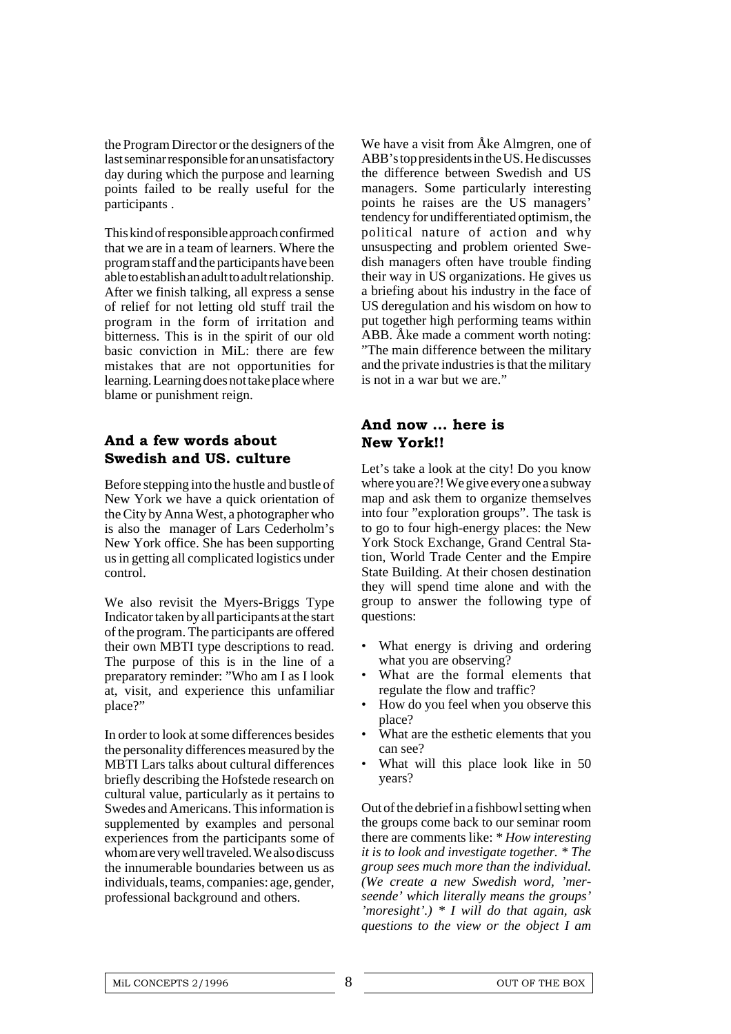the Program Director or the designers of the last seminar responsible for an unsatisfactory day during which the purpose and learning points failed to be really useful for the participants .

This kind of responsible approach confirmed that we are in a team of learners. Where the program staff and the participants have been able to establish an adult to adult relationship. After we finish talking, all express a sense of relief for not letting old stuff trail the program in the form of irritation and bitterness. This is in the spirit of our old basic conviction in MiL: there are few mistakes that are not opportunities for learning. Learning does not take place where blame or punishment reign.

## And a few words about Swedish and US. culture

Before stepping into the hustle and bustle of New York we have a quick orientation of the City by Anna West, a photographer who is also the manager of Lars Cederholm's New York office. She has been supporting us in getting all complicated logistics under control.

We also revisit the Myers-Briggs Type Indicator taken by all participants at the start of the program. The participants are offered their own MBTI type descriptions to read. The purpose of this is in the line of a preparatory reminder: "Who am I as I look at, visit, and experience this unfamiliar place?"

In order to look at some differences besides the personality differences measured by the MBTI Lars talks about cultural differences briefly describing the Hofstede research on cultural value, particularly as it pertains to Swedes and Americans. This information is supplemented by examples and personal experiences from the participants some of whom are very well traveled. We also discuss the innumerable boundaries between us as individuals, teams, companies: age, gender, professional background and others.

We have a visit from Åke Almgren, one of ABB's top presidents in the US. He discusses the difference between Swedish and US managers. Some particularly interesting points he raises are the US managers' tendency for undifferentiated optimism, the political nature of action and why unsuspecting and problem oriented Swedish managers often have trouble finding their way in US organizations. He gives us a briefing about his industry in the face of US deregulation and his wisdom on how to put together high performing teams within ABB. Åke made a comment worth noting: "The main difference between the military and the private industries is that the military is not in a war but we are."

## And now ... here is New York!!

Let's take a look at the city! Do you know where you are?! We give every one a subway map and ask them to organize themselves into four "exploration groups". The task is to go to four high-energy places: the New York Stock Exchange, Grand Central Station, World Trade Center and the Empire State Building. At their chosen destination they will spend time alone and with the group to answer the following type of questions:

- What energy is driving and ordering what you are observing?
- What are the formal elements that regulate the flow and traffic?
- How do you feel when you observe this place?
- What are the esthetic elements that you can see?
- What will this place look like in 50 years?

Out of the debrief in a fishbowl setting when the groups come back to our seminar room there are comments like: * *How interesting it is to look and investigate together.* * *The group sees much more than the individual. (We create a new Swedish word, 'merseende' which literally means the groups' 'moresight'.)* * *I will do that again, ask questions to the view or the object I am*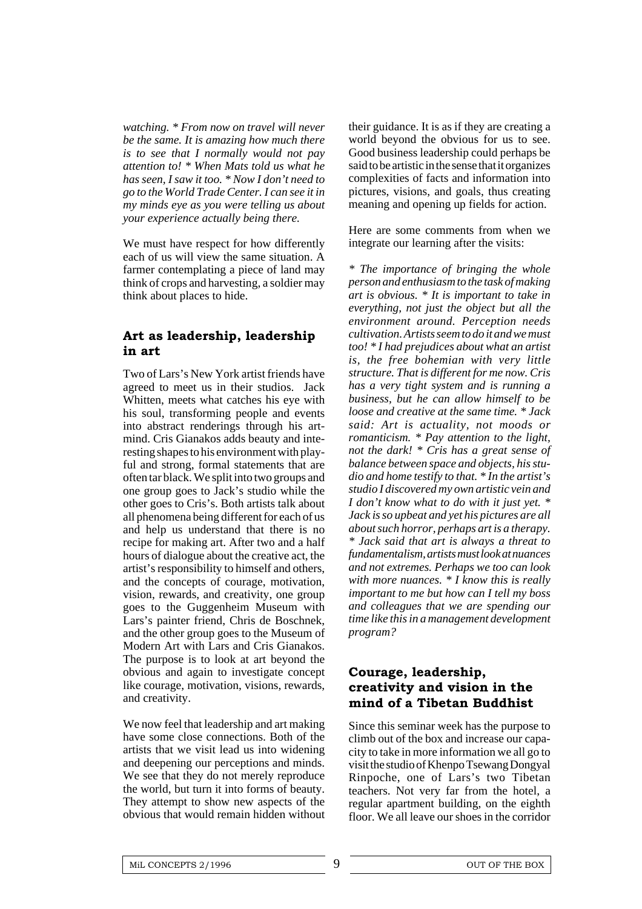*watching. * From now on travel will never be the same. It is amazing how much there is to see that I normally would not pay attention to! * When Mats told us what he has seen, I saw it too. * Now I don't need to go to the World Trade Center. I can see it in my minds eye as you were telling us about your experience actually being there.*

We must have respect for how differently each of us will view the same situation. A farmer contemplating a piece of land may think of crops and harvesting, a soldier may think about places to hide.

### Art as leadership, leadership in art

Two of Lars's New York artist friends have agreed to meet us in their studios. Jack Whitten, meets what catches his eye with his soul, transforming people and events into abstract renderings through his art-mind. Cris Gianakos adds beauty and interesting shapes to his environment with playful and strong, formal statements that are often tar black. We split into two groups and one group goes to Jack's studio while the other goes to Cris's. Both artists talk about all phenomena being different for each of us and help us understand that there is no recipe for making art. After two and a half hours of dialogue about the creative act, the artist's responsibility to himself and others, and the concepts of courage, motivation, vision, rewards, and creativity, one group goes to the Guggenheim Museum with Lars's painter friend, Chris de Boschnek, and the other group goes to the Museum of Modern Art with Lars and Cris Gianakos. The purpose is to look at art beyond the obvious and again to investigate concept like courage, motivation, visions, rewards, and creativity.

We now feel that leadership and art making have some close connections. Both of the artists that we visit lead us into widening and deepening our perceptions and minds. We see that they do not merely reproduce the world, but turn it into forms of beauty. They attempt to show new aspects of the obvious that would remain hidden without their guidance. It is as if they are creating a world beyond the obvious for us to see. Good business leadership could perhaps be said to be artistic in the sense that it organizes complexities of facts and information into pictures, visions, and goals, thus creating meaning and opening up fields for action.

Here are some comments from when we integrate our learning after the visits:

*\* The importance of bringing the whole person and enthusiasm to the task of making art is obvious. * It is important to take in everything, not just the object but all the environment around. Perception needs cultivation. Artists seem to do it and we must too! * I had prejudices about what an artist is, the free bohemian with very little structure. That is different for me now. Cris has a very tight system and is running a business, but he can allow himself to be loose and creative at the same time. * Jack said: Art is actuality, not moods or romanticism. * Pay attention to the light, not the dark! * Cris has a great sense of balance between space and objects, his studio and home testify to that. * In the artist's studio I discovered my own artistic vein and I don't know what to do with it just yet. * Jack is so upbeat and yet his pictures are all about such horror, perhaps art is a therapy. * Jack said that art is always a threat to fundamentalism, artists must look at nuances and not extremes. Perhaps we too can look with more nuances. * I know this is really important to me but how can I tell my boss and colleagues that we are spending our time like this in a management development program?*

### Courage, leadership, creativity and vision in the mind of a Tibetan Buddhist

Since this seminar week has the purpose to climb out of the box and increase our capacity to take in more information we all go to visit the studio of Khenpo Tsewang Dongyal Rinpoche, one of Lars's two Tibetan teachers. Not very far from the hotel, a regular apartment building, on the eighth floor. We all leave our shoes in the corridor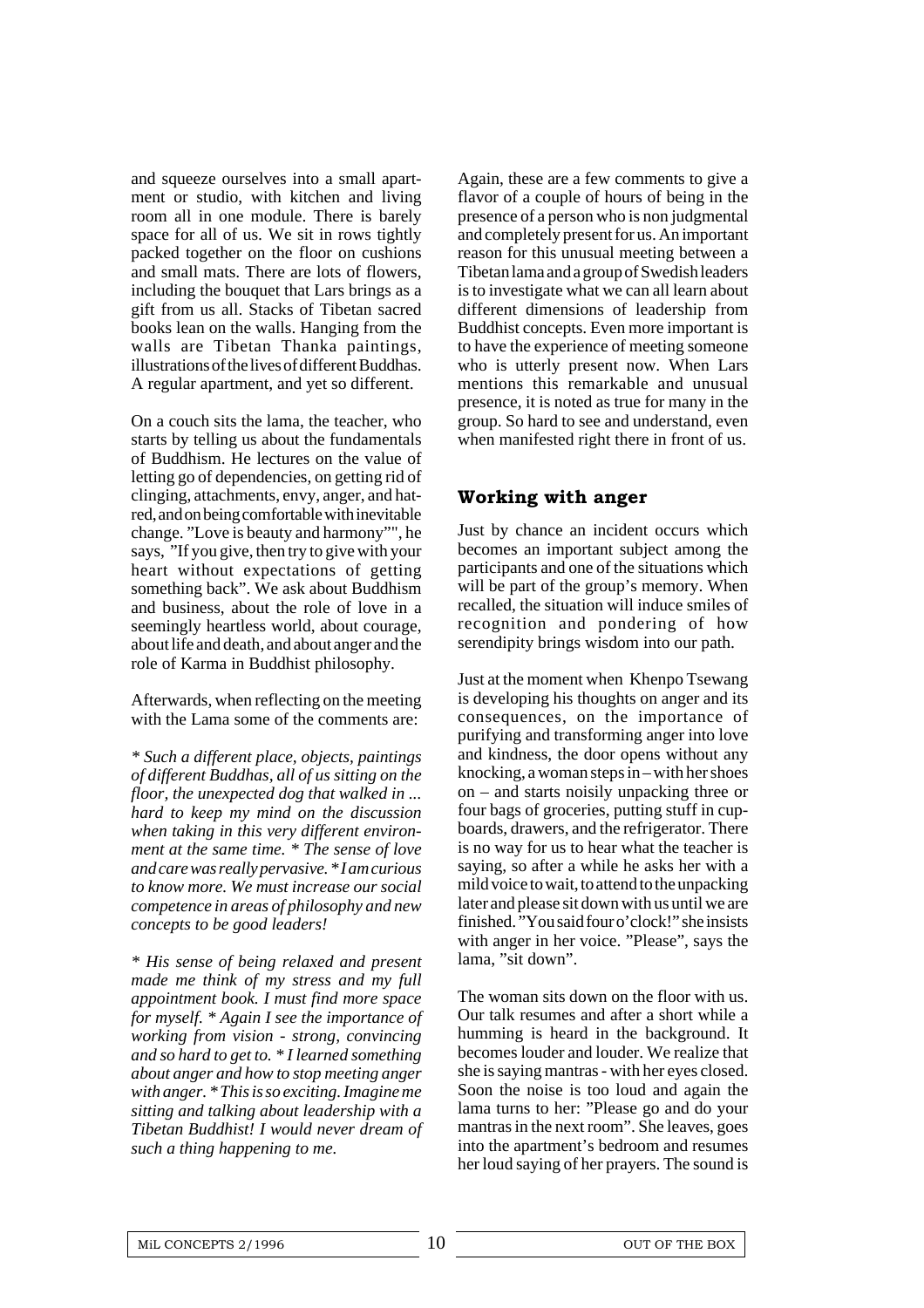and squeeze ourselves into a small apartment or studio, with kitchen and living room all in one module. There is barely space for all of us. We sit in rows tightly packed together on the floor on cushions and small mats. There are lots of flowers, including the bouquet that Lars brings as a gift from us all. Stacks of Tibetan sacred books lean on the walls. Hanging from the walls are Tibetan Thanka paintings, illustrations of the lives of different Buddhas. A regular apartment, and yet so different.

On a couch sits the lama, the teacher, who starts by telling us about the fundamentals of Buddhism. He lectures on the value of letting go of dependencies, on getting rid of clinging, attachments, envy, anger, and hatred, and on being comfortable with inevitable change. "Love is beauty and harmony"", he says, "If you give, then try to give with your heart without expectations of getting something back". We ask about Buddhism and business, about the role of love in a seemingly heartless world, about courage, about life and death, and about anger and the role of Karma in Buddhist philosophy.

Afterwards, when reflecting on the meeting with the Lama some of the comments are:

*\* Such a different place, objects, paintings of different Buddhas, all of us sitting on the floor, the unexpected dog that walked in ... hard to keep my mind on the discussion when taking in this very different environment at the same time. \* The sense of love and care was really pervasive. \* I am curious to know more. We must increase our social competence in areas of philosophy and new concepts to be good leaders!*

*\* His sense of being relaxed and present made me think of my stress and my full appointment book. I must find more space for myself. \* Again I see the importance of working from vision - strong, convincing and so hard to get to. \* I learned something about anger and how to stop meeting anger with anger. \* This is so exciting. Imagine me sitting and talking about leadership with a Tibetan Buddhist! I would never dream of such a thing happening to me.*

Again, these are a few comments to give a flavor of a couple of hours of being in the presence of a person who is non judgmental and completely present for us. An important reason for this unusual meeting between a Tibetan lama and a group of Swedish leaders is to investigate what we can all learn about different dimensions of leadership from Buddhist concepts. Even more important is to have the experience of meeting someone who is utterly present now. When Lars mentions this remarkable and unusual presence, it is noted as true for many in the group. So hard to see and understand, even when manifested right there in front of us.

## Working with anger

Just by chance an incident occurs which becomes an important subject among the participants and one of the situations which will be part of the group's memory. When recalled, the situation will induce smiles of recognition and pondering of how serendipity brings wisdom into our path.

Just at the moment when Khenpo Tsewang is developing his thoughts on anger and its consequences, on the importance of purifying and transforming anger into love and kindness, the door opens without any knocking, a woman steps in – with her shoes on – and starts noisily unpacking three or four bags of groceries, putting stuff in cupboards, drawers, and the refrigerator. There is no way for us to hear what the teacher is saying, so after a while he asks her with a mild voice to wait, to attend to the unpacking later and please sit down with us until we are finished. "You said four o'clock!" she insists with anger in her voice. "Please", says the lama, "sit down".

The woman sits down on the floor with us. Our talk resumes and after a short while a humming is heard in the background. It becomes louder and louder. We realize that she is saying mantras - with her eyes closed. Soon the noise is too loud and again the lama turns to her: "Please go and do your mantras in the next room". She leaves, goes into the apartment's bedroom and resumes her loud saying of her prayers. The sound is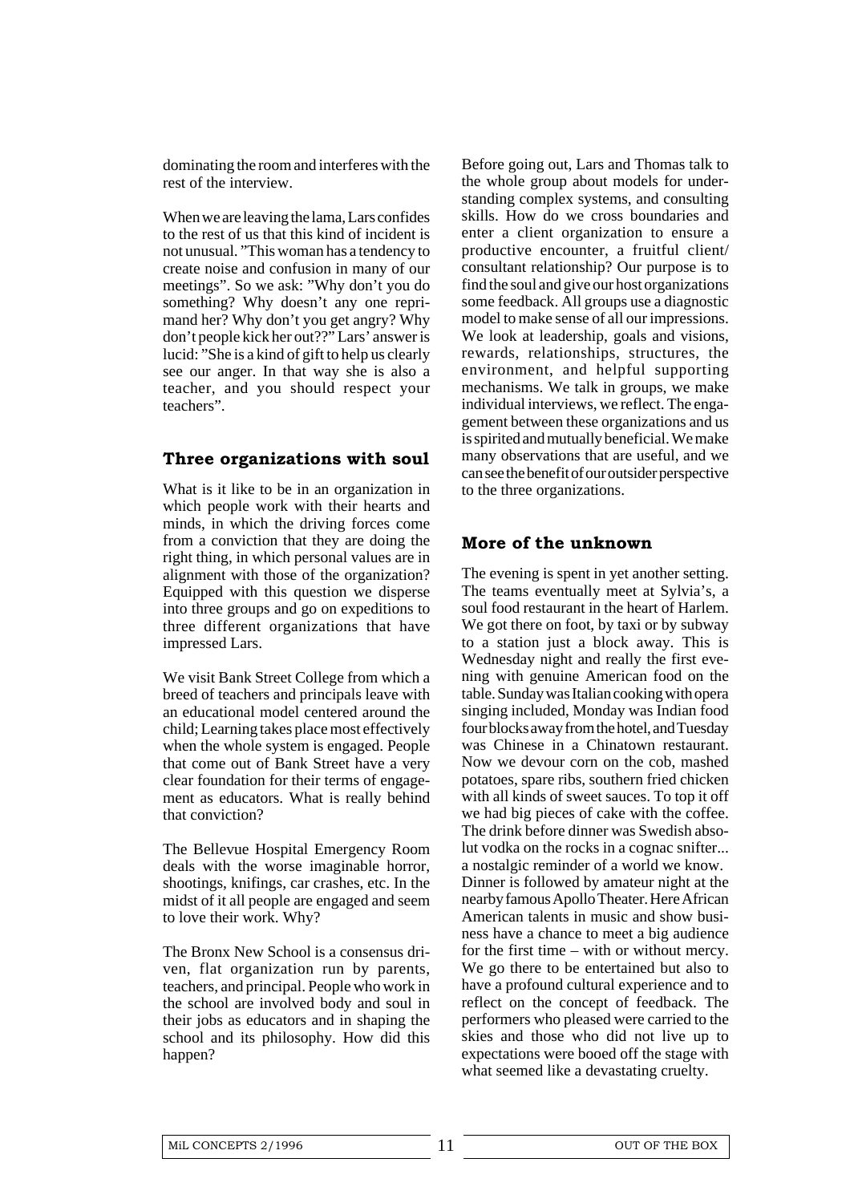dominating the room and interferes with the rest of the interview.

When we are leaving the lama, Lars confides to the rest of us that this kind of incident is not unusual. ”This woman has a tendency to create noise and confusion in many of our meetings”. So we ask: ”Why don’t you do something? Why doesn’t any one reprimand her? Why don’t you get angry? Why don’t people kick her out??” Lars’ answer is lucid: ”She is a kind of gift to help us clearly see our anger. In that way she is also a teacher, and you should respect your teachers”.

## Three organizations with soul

What is it like to be in an organization in which people work with their hearts and minds, in which the driving forces come from a conviction that they are doing the right thing, in which personal values are in alignment with those of the organization? Equipped with this question we disperse into three groups and go on expeditions to three different organizations that have impressed Lars.

We visit Bank Street College from which a breed of teachers and principals leave with an educational model centered around the child; Learning takes place most effectively when the whole system is engaged. People that come out of Bank Street have a very clear foundation for their terms of engagement as educators. What is really behind that conviction?

The Bellevue Hospital Emergency Room deals with the worse imaginable horror, shootings, knifings, car crashes, etc. In the midst of it all people are engaged and seem to love their work. Why?

The Bronx New School is a consensus driven, flat organization run by parents, teachers, and principal. People who work in the school are involved body and soul in their jobs as educators and in shaping the school and its philosophy. How did this happen?

Before going out, Lars and Thomas talk to the whole group about models for understanding complex systems, and consulting skills. How do we cross boundaries and enter a client organization to ensure a productive encounter, a fruitful client/consultant relationship? Our purpose is to find the soul and give our host organizations some feedback. All groups use a diagnostic model to make sense of all our impressions. We look at leadership, goals and visions, rewards, relationships, structures, the environment, and helpful supporting mechanisms. We talk in groups, we make individual interviews, we reflect. The engagement between these organizations and us is spirited and mutually beneficial. We make many observations that are useful, and we can see the benefit of our outsider perspective to the three organizations.

## More of the unknown

The evening is spent in yet another setting. The teams eventually meet at Sylvia’s, a soul food restaurant in the heart of Harlem. We got there on foot, by taxi or by subway to a station just a block away. This is Wednesday night and really the first evening with genuine American food on the table. Sunday was Italian cooking with opera singing included, Monday was Indian food four blocks away from the hotel, and Tuesday was Chinese in a Chinatown restaurant. Now we devour corn on the cob, mashed potatoes, spare ribs, southern fried chicken with all kinds of sweet sauces. To top it off we had big pieces of cake with the coffee. The drink before dinner was Swedish absolut vodka on the rocks in a cognac snifter... a nostalgic reminder of a world we know.
Dinner is followed by amateur night at the nearby famous Apollo Theater. Here African American talents in music and show business have a chance to meet a big audience for the first time – with or without mercy. We go there to be entertained but also to have a profound cultural experience and to reflect on the concept of feedback. The performers who pleased were carried to the skies and those who did not live up to expectations were booed off the stage with what seemed like a devastating cruelty.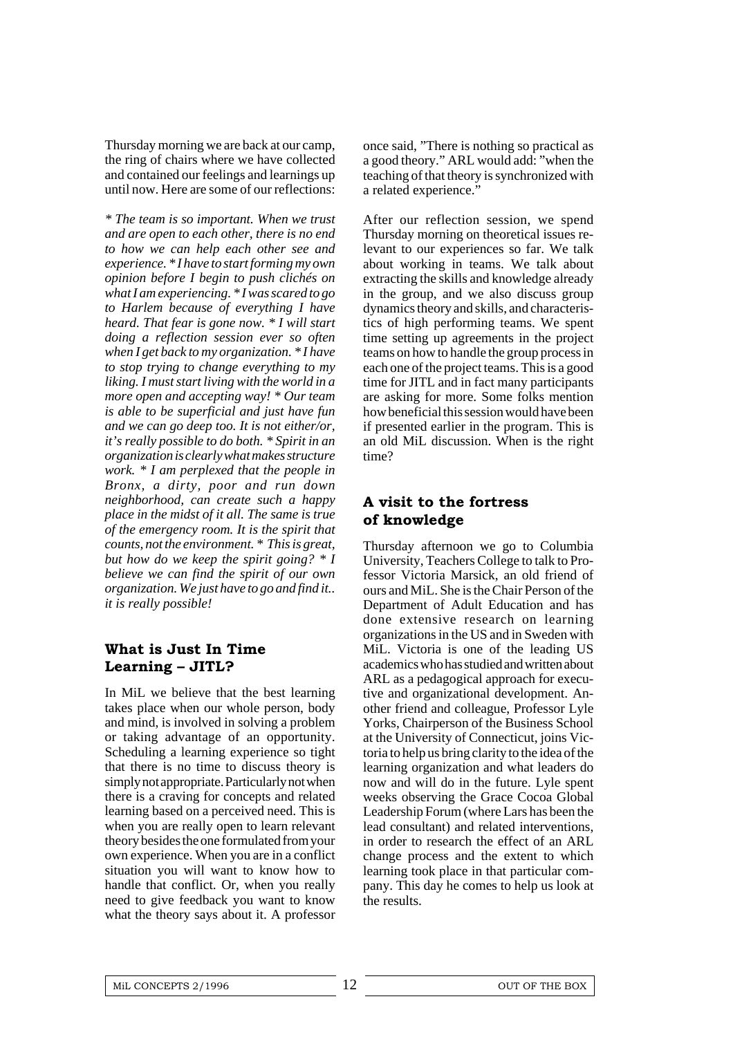Thursday morning we are back at our camp, the ring of chairs where we have collected and contained our feelings and learnings up until now. Here are some of our reflections:

*\* The team is so important. When we trust and are open to each other, there is no end to how we can help each other see and experience. \* I have to start forming my own opinion before I begin to push clichés on what I am experiencing. \* I was scared to go to Harlem because of everything I have heard. That fear is gone now. \* I will start doing a reflection session ever so often when I get back to my organization. \* I have to stop trying to change everything to my liking. I must start living with the world in a more open and accepting way! \* Our team is able to be superficial and just have fun and we can go deep too. It is not either/or, it's really possible to do both. \* Spirit in an organization is clearly what makes structure work. \* I am perplexed that the people in Bronx, a dirty, poor and run down neighborhood, can create such a happy place in the midst of it all. The same is true of the emergency room. It is the spirit that counts, not the environment. \* This is great, but how do we keep the spirit going? \* I believe we can find the spirit of our own organization. We just have to go and find it.. it is really possible!*

## What is Just In Time Learning – JITL?

In MiL we believe that the best learning takes place when our whole person, body and mind, is involved in solving a problem or taking advantage of an opportunity. Scheduling a learning experience so tight that there is no time to discuss theory is simply not appropriate. Particularly not when there is a craving for concepts and related learning based on a perceived need. This is when you are really open to learn relevant theory besides the one formulated from your own experience. When you are in a conflict situation you will want to know how to handle that conflict. Or, when you really need to give feedback you want to know what the theory says about it. A professor once said, "There is nothing so practical as a good theory." ARL would add: "when the teaching of that theory is synchronized with a related experience."

After our reflection session, we spend Thursday morning on theoretical issues relevant to our experiences so far. We talk about working in teams. We talk about extracting the skills and knowledge already in the group, and we also discuss group dynamics theory and skills, and characteristics of high performing teams. We spent time setting up agreements in the project teams on how to handle the group process in each one of the project teams. This is a good time for JITL and in fact many participants are asking for more. Some folks mention how beneficial this session would have been if presented earlier in the program. This is an old MiL discussion. When is the right time?

## A visit to the fortress of knowledge

Thursday afternoon we go to Columbia University, Teachers College to talk to Professor Victoria Marsick, an old friend of ours and MiL. She is the Chair Person of the Department of Adult Education and has done extensive research on learning organizations in the US and in Sweden with MiL. Victoria is one of the leading US academics who has studied and written about ARL as a pedagogical approach for executive and organizational development. Another friend and colleague, Professor Lyle Yorks, Chairperson of the Business School at the University of Connecticut, joins Victoria to help us bring clarity to the idea of the learning organization and what leaders do now and will do in the future. Lyle spent weeks observing the Grace Cocoa Global Leadership Forum (where Lars has been the lead consultant) and related interventions, in order to research the effect of an ARL change process and the extent to which learning took place in that particular company. This day he comes to help us look at the results.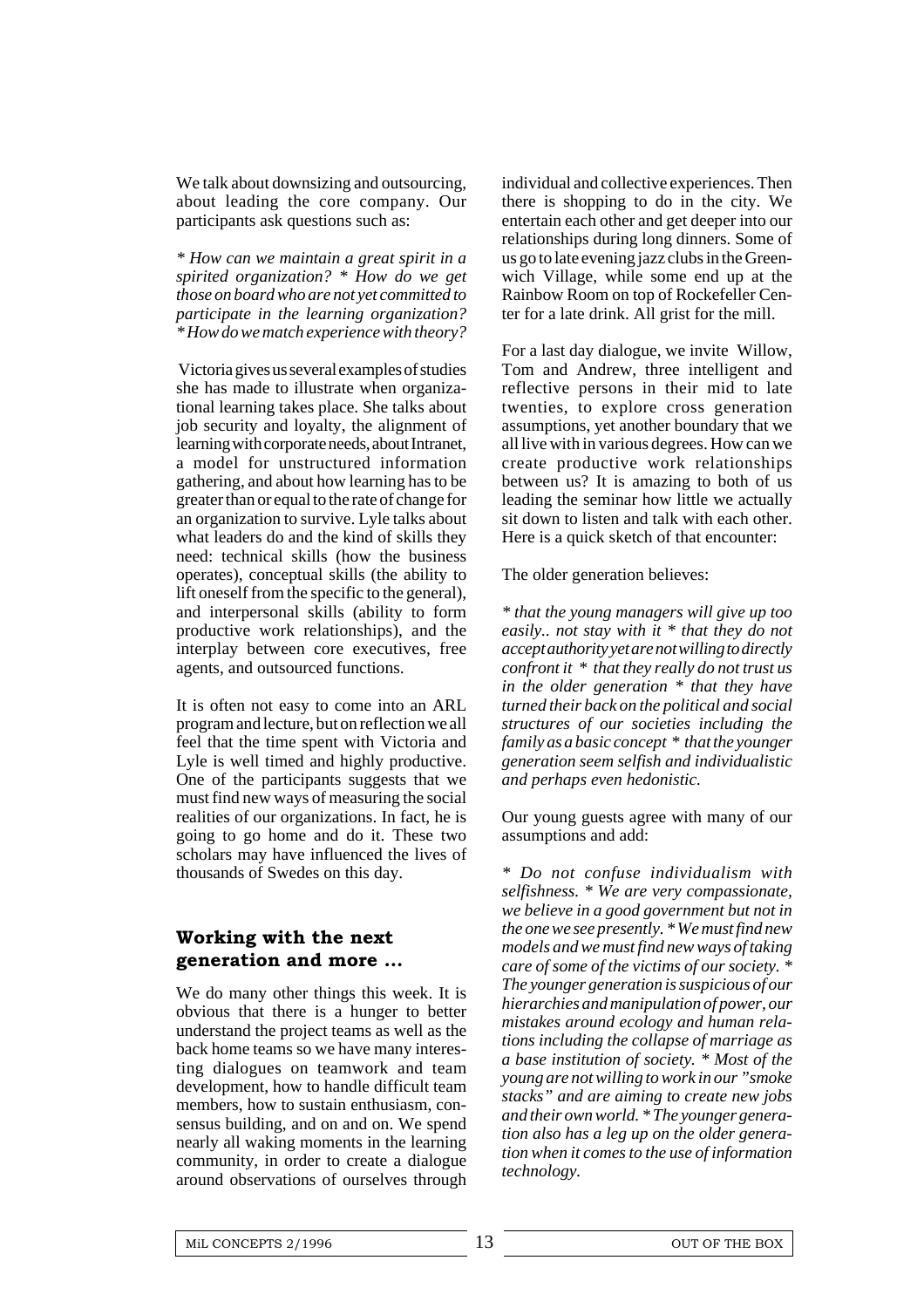We talk about downsizing and outsourcing, about leading the core company. Our participants ask questions such as:

*\* How can we maintain a great spirit in a spirited organization? \* How do we get those on board who are not yet committed to participate in the learning organization? \* How do we match experience with theory?*

Victoria gives us several examples of studies she has made to illustrate when organizational learning takes place. She talks about job security and loyalty, the alignment of learning with corporate needs, about Intranet, a model for unstructured information gathering, and about how learning has to be greater than or equal to the rate of change for an organization to survive. Lyle talks about what leaders do and the kind of skills they need: technical skills (how the business operates), conceptual skills (the ability to lift oneself from the specific to the general), and interpersonal skills (ability to form productive work relationships), and the interplay between core executives, free agents, and outsourced functions.

It is often not easy to come into an ARL program and lecture, but on reflection we all feel that the time spent with Victoria and Lyle is well timed and highly productive. One of the participants suggests that we must find new ways of measuring the social realities of our organizations. In fact, he is going to go home and do it. These two scholars may have influenced the lives of thousands of Swedes on this day.

## Working with the next generation and more ...

We do many other things this week. It is obvious that there is a hunger to better understand the project teams as well as the back home teams so we have many interesting dialogues on teamwork and team development, how to handle difficult team members, how to sustain enthusiasm, consensus building, and on and on. We spend nearly all waking moments in the learning community, in order to create a dialogue around observations of ourselves through individual and collective experiences. Then there is shopping to do in the city. We entertain each other and get deeper into our relationships during long dinners. Some of us go to late evening jazz clubs in the Greenwich Village, while some end up at the Rainbow Room on top of Rockefeller Center for a late drink. All grist for the mill.

For a last day dialogue, we invite Willow, Tom and Andrew, three intelligent and reflective persons in their mid to late twenties, to explore cross generation assumptions, yet another boundary that we all live with in various degrees. How can we create productive work relationships between us? It is amazing to both of us leading the seminar how little we actually sit down to listen and talk with each other. Here is a quick sketch of that encounter:

The older generation believes:

*\* that the young managers will give up too easily.. not stay with it \* that they do not accept authority yet are not willing to directly confront it \* that they really do not trust us in the older generation \* that they have turned their back on the political and social structures of our societies including the family as a basic concept \* that the younger generation seem selfish and individualistic and perhaps even hedonistic.*

Our young guests agree with many of our assumptions and add:

*\* Do not confuse individualism with selfishness. \* We are very compassionate, we believe in a good government but not in the one we see presently. \* We must find new models and we must find new ways of taking care of some of the victims of our society. \* The younger generation is suspicious of our hierarchies and manipulation of power, our mistakes around ecology and human relations including the collapse of marriage as a base institution of society. \* Most of the young are not willing to work in our "smoke stacks" and are aiming to create new jobs and their own world. \* The younger generation also has a leg up on the older generation when it comes to the use of information technology.*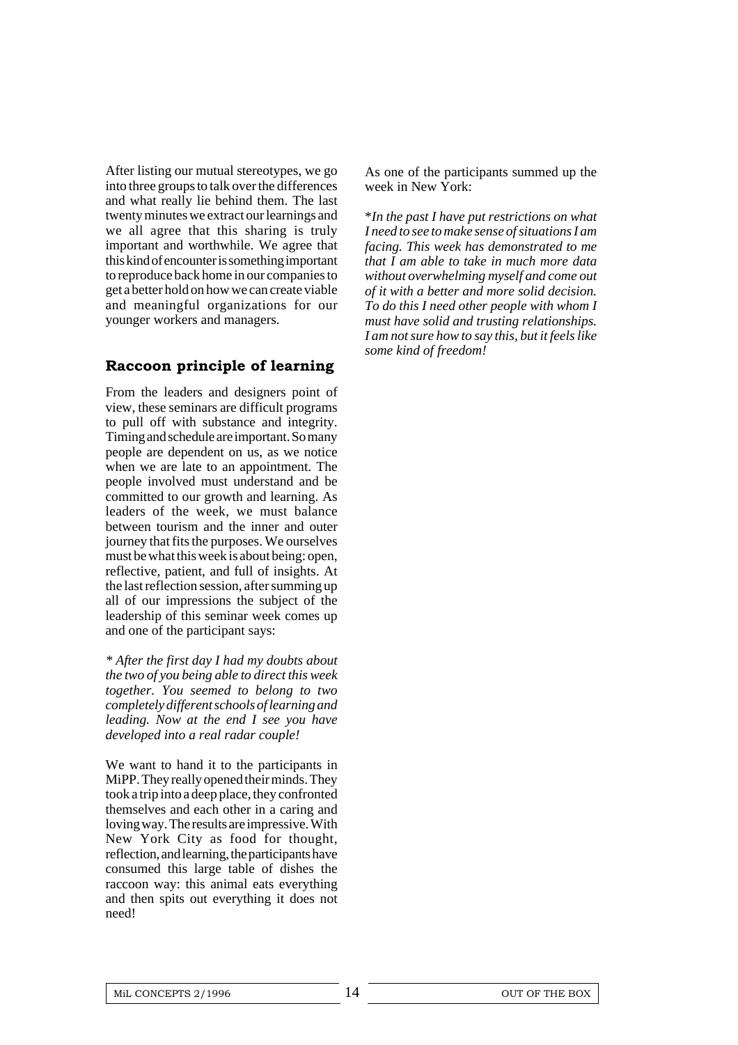After listing our mutual stereotypes, we go into three groups to talk over the differences and what really lie behind them. The last twenty minutes we extract our learnings and we all agree that this sharing is truly important and worthwhile. We agree that this kind of encounter is something important to reproduce back home in our companies to get a better hold on how we can create viable and meaningful organizations for our younger workers and managers.

## Raccoon principle of learning

From the leaders and designers point of view, these seminars are difficult programs to pull off with substance and integrity. Timing and schedule are important. So many people are dependent on us, as we notice when we are late to an appointment. The people involved must understand and be committed to our growth and learning. As leaders of the week, we must balance between tourism and the inner and outer journey that fits the purposes. We ourselves must be what this week is about being: open, reflective, patient, and full of insights. At the last reflection session, after summing up all of our impressions the subject of the leadership of this seminar week comes up and one of the participant says:

*\* After the first day I had my doubts about the two of you being able to direct this week together. You seemed to belong to two completely different schools of learning and leading. Now at the end I see you have developed into a real radar couple!*

We want to hand it to the participants in MiPP. They really opened their minds. They took a trip into a deep place, they confronted themselves and each other in a caring and loving way. The results are impressive. With New York City as food for thought, reflection, and learning, the participants have consumed this large table of dishes the raccoon way: this animal eats everything and then spits out everything it does not need!

As one of the participants summed up the week in New York:

*\*In the past I have put restrictions on what I need to see to make sense of situations I am facing. This week has demonstrated to me that I am able to take in much more data without overwhelming myself and come out of it with a better and more solid decision. To do this I need other people with whom I must have solid and trusting relationships. I am not sure how to say this, but it feels like some kind of freedom!*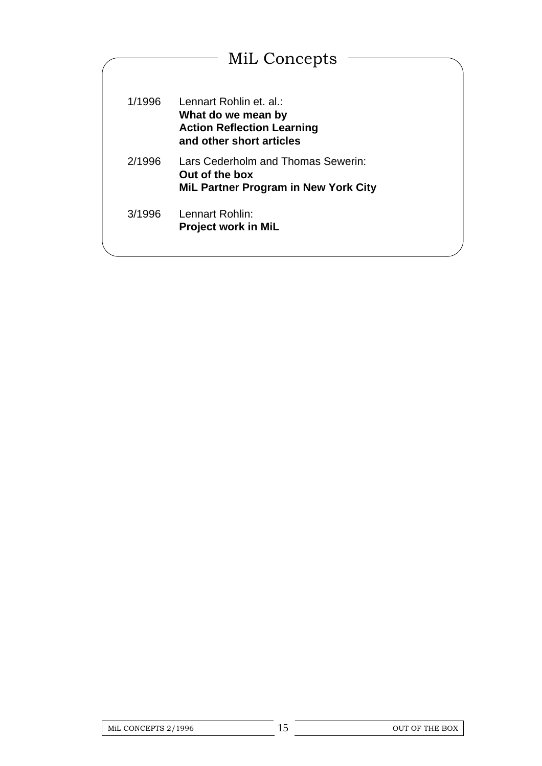## MiL Concepts

1/1996 Lennart Rohlin et. al.:
**What do we mean by**
**Action Reflection Learning**
**and other short articles**

2/1996 Lars Cederholm and Thomas Sewerin:
**Out of the box**
**MiL Partner Program in New York City**

3/1996 Lennart Rohlin:
**Project work in MiL**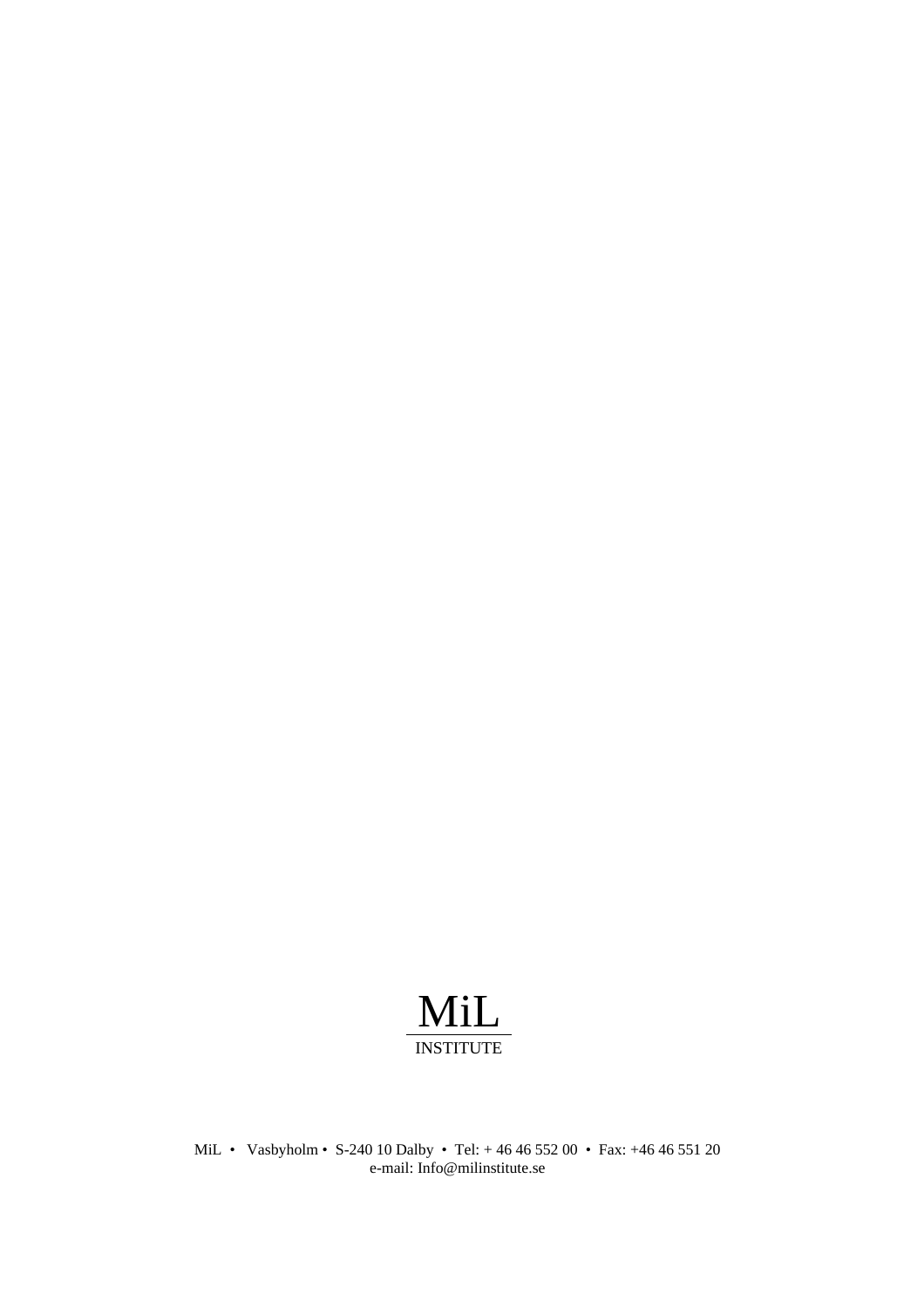MiL

INSTITUTE

MiL • Vasbyholm • S-240 10 Dalby • Tel: + 46 46 552 00 • Fax: +46 46 551 20
e-mail: Info@milinstitute.se